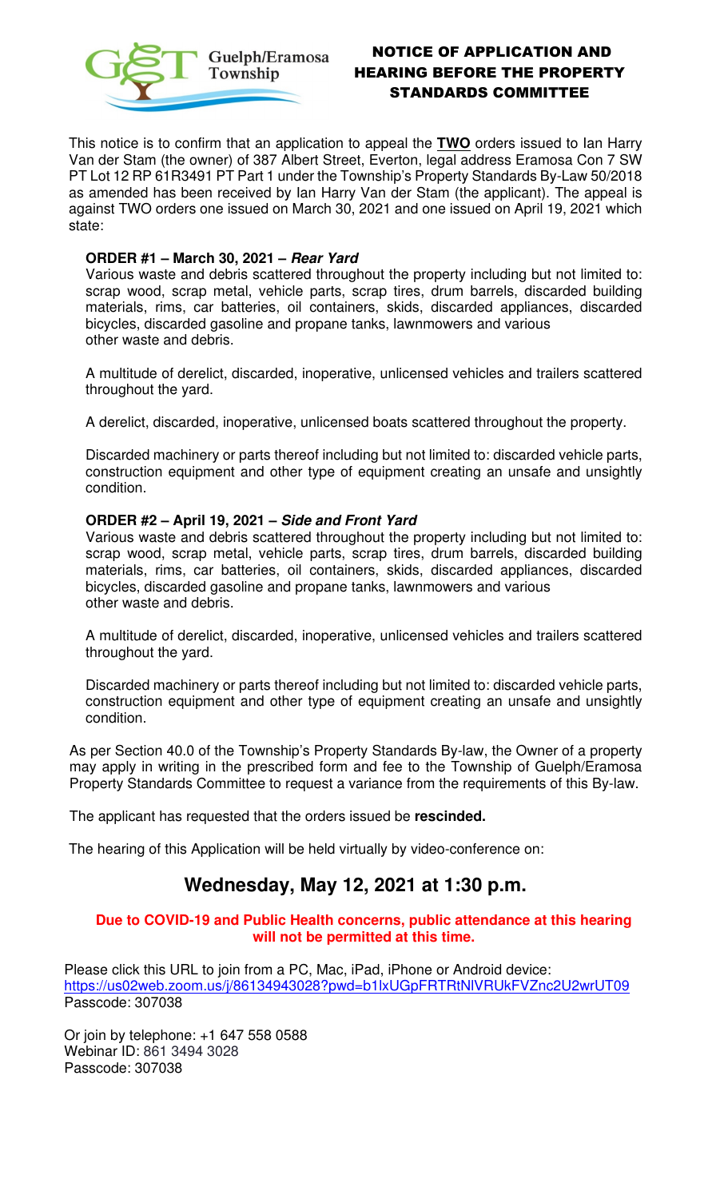Guelph/Eramosa Township

# NOTICE OF APPLICATION AND HEARING BEFORE THE PROPERTY STANDARDS COMMITTEE

This notice is to confirm that an application to appeal the **TWO** orders issued to Ian Harry Van der Stam (the owner) of 387 Albert Street, Everton, legal address Eramosa Con 7 SW PT Lot 12 RP 61R3491 PT Part 1 under the Township's Property Standards By-Law 50/2018 as amended has been received by Ian Harry Van der Stam (the applicant). The appeal is against TWO orders one issued on March 30, 2021 and one issued on April 19, 2021 which state:

**ORDER #1 – March 30, 2021 – *Rear Yard***

Various waste and debris scattered throughout the property including but not limited to: scrap wood, scrap metal, vehicle parts, scrap tires, drum barrels, discarded building materials, rims, car batteries, oil containers, skids, discarded appliances, discarded bicycles, discarded gasoline and propane tanks, lawnmowers and various other waste and debris.

A multitude of derelict, discarded, inoperative, unlicensed vehicles and trailers scattered throughout the yard.

A derelict, discarded, inoperative, unlicensed boats scattered throughout the property.

Discarded machinery or parts thereof including but not limited to: discarded vehicle parts, construction equipment and other type of equipment creating an unsafe and unsightly condition.

**ORDER #2 – April 19, 2021 – *Side and Front Yard***

Various waste and debris scattered throughout the property including but not limited to: scrap wood, scrap metal, vehicle parts, scrap tires, drum barrels, discarded building materials, rims, car batteries, oil containers, skids, discarded appliances, discarded bicycles, discarded gasoline and propane tanks, lawnmowers and various other waste and debris.

A multitude of derelict, discarded, inoperative, unlicensed vehicles and trailers scattered throughout the yard.

Discarded machinery or parts thereof including but not limited to: discarded vehicle parts, construction equipment and other type of equipment creating an unsafe and unsightly condition.

As per Section 40.0 of the Township's Property Standards By-law, the Owner of a property may apply in writing in the prescribed form and fee to the Township of Guelph/Eramosa Property Standards Committee to request a variance from the requirements of this By-law.

The applicant has requested that the orders issued be **rescinded.**

The hearing of this Application will be held virtually by video-conference on:

## Wednesday, May 12, 2021 at 1:30 p.m.

**Due to COVID-19 and Public Health concerns, public attendance at this hearing will not be permitted at this time.**

Please click this URL to join from a PC, Mac, iPad, iPhone or Android device:
https://us02web.zoom.us/j/86134943028?pwd=b1lxUGpFRTRtNlVRUkFVZnc2U2wrUT09
Passcode: 307038

Or join by telephone: +1 647 558 0588
Webinar ID: 861 3494 3028
Passcode: 307038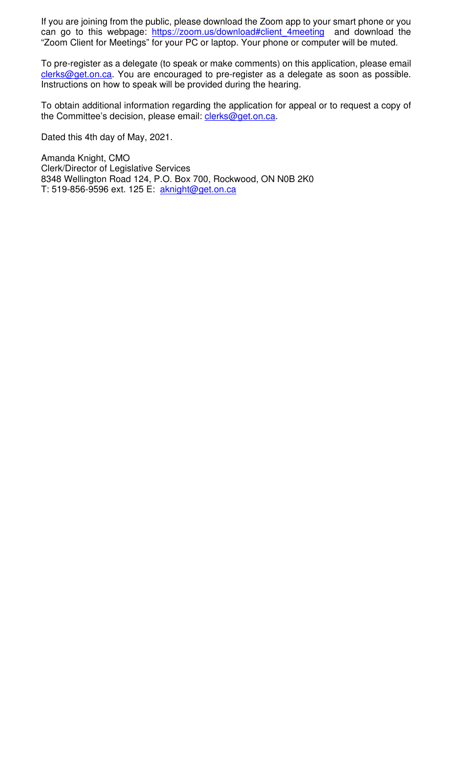If you are joining from the public, please download the Zoom app to your smart phone or you can go to this webpage: https://zoom.us/download#client_4meeting and download the "Zoom Client for Meetings" for your PC or laptop. Your phone or computer will be muted.

To pre-register as a delegate (to speak or make comments) on this application, please email clerks@get.on.ca. You are encouraged to pre-register as a delegate as soon as possible. Instructions on how to speak will be provided during the hearing.

To obtain additional information regarding the application for appeal or to request a copy of the Committee's decision, please email: clerks@get.on.ca.

Dated this 4th day of May, 2021.

Amanda Knight, CMO  
Clerk/Director of Legislative Services  
8348 Wellington Road 124, P.O. Box 700, Rockwood, ON N0B 2K0  
T: 519-856-9596 ext. 125 E: aknight@get.on.ca